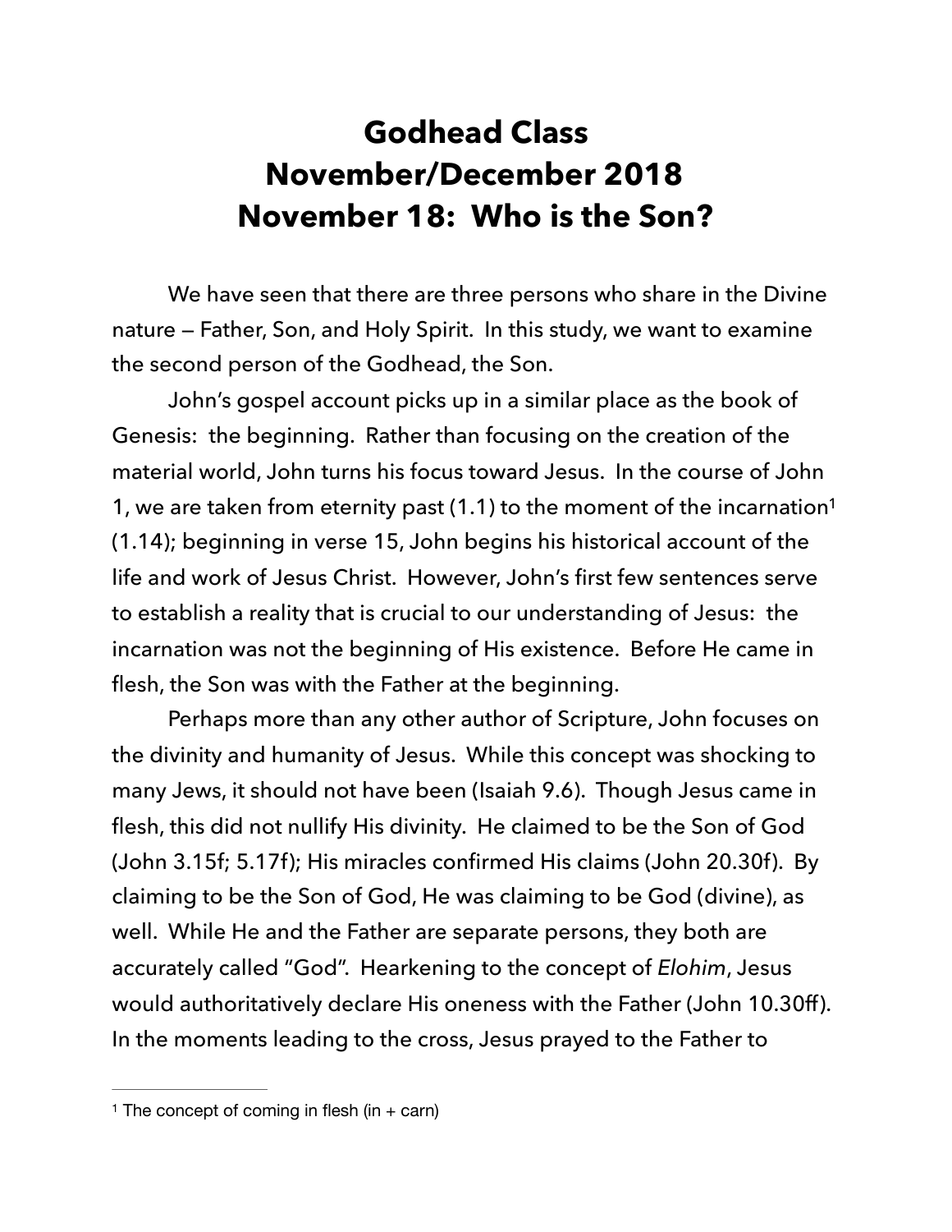# Godhead Class
# November/December 2018
# November 18: Who is the Son?

We have seen that there are three persons who share in the Divine nature — Father, Son, and Holy Spirit. In this study, we want to examine the second person of the Godhead, the Son.

John's gospel account picks up in a similar place as the book of Genesis: the beginning. Rather than focusing on the creation of the material world, John turns his focus toward Jesus. In the course of John 1, we are taken from eternity past (1.1) to the moment of the incarnation[1] (1.14); beginning in verse 15, John begins his historical account of the life and work of Jesus Christ. However, John's first few sentences serve to establish a reality that is crucial to our understanding of Jesus: the incarnation was not the beginning of His existence. Before He came in flesh, the Son was with the Father at the beginning.

Perhaps more than any other author of Scripture, John focuses on the divinity and humanity of Jesus. While this concept was shocking to many Jews, it should not have been (Isaiah 9.6). Though Jesus came in flesh, this did not nullify His divinity. He claimed to be the Son of God (John 3.15f; 5.17f); His miracles confirmed His claims (John 20.30f). By claiming to be the Son of God, He was claiming to be God (divine), as well. While He and the Father are separate persons, they both are accurately called "God". Hearkening to the concept of *Elohim*, Jesus would authoritatively declare His oneness with the Father (John 10.30ff). In the moments leading to the cross, Jesus prayed to the Father to

---

[1] The concept of coming in flesh (in + carn)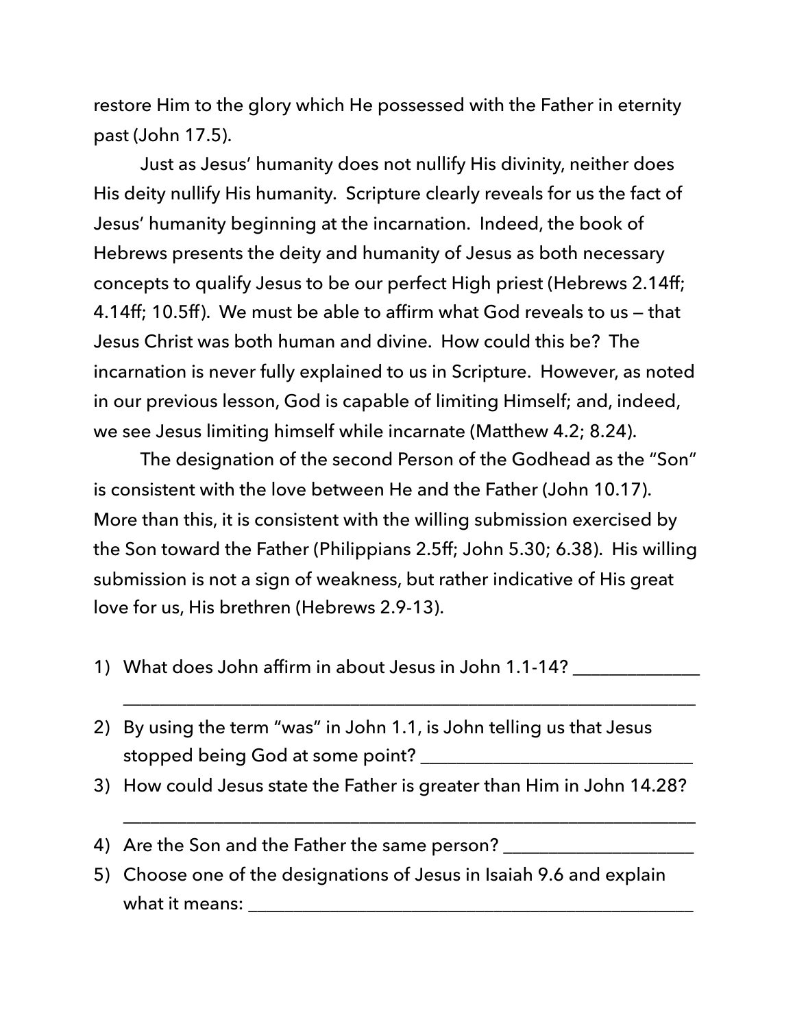restore Him to the glory which He possessed with the Father in eternity past (John 17.5).

Just as Jesus' humanity does not nullify His divinity, neither does His deity nullify His humanity. Scripture clearly reveals for us the fact of Jesus' humanity beginning at the incarnation. Indeed, the book of Hebrews presents the deity and humanity of Jesus as both necessary concepts to qualify Jesus to be our perfect High priest (Hebrews 2.14ff; 4.14ff; 10.5ff). We must be able to affirm what God reveals to us — that Jesus Christ was both human and divine. How could this be? The incarnation is never fully explained to us in Scripture. However, as noted in our previous lesson, God is capable of limiting Himself; and, indeed, we see Jesus limiting himself while incarnate (Matthew 4.2; 8.24).

The designation of the second Person of the Godhead as the "Son" is consistent with the love between He and the Father (John 10.17). More than this, it is consistent with the willing submission exercised by the Son toward the Father (Philippians 2.5ff; John 5.30; 6.38). His willing submission is not a sign of weakness, but rather indicative of His great love for us, His brethren (Hebrews 2.9-13).

1) What does John affirm in about Jesus in John 1.1-14? ______________
   _________________________________________________________________
2) By using the term "was" in John 1.1, is John telling us that Jesus stopped being God at some point? ______________________________
3) How could Jesus state the Father is greater than Him in John 14.28?
   _________________________________________________________________
4) Are the Son and the Father the same person? _____________________
5) Choose one of the designations of Jesus in Isaiah 9.6 and explain what it means: _____________________________________________________